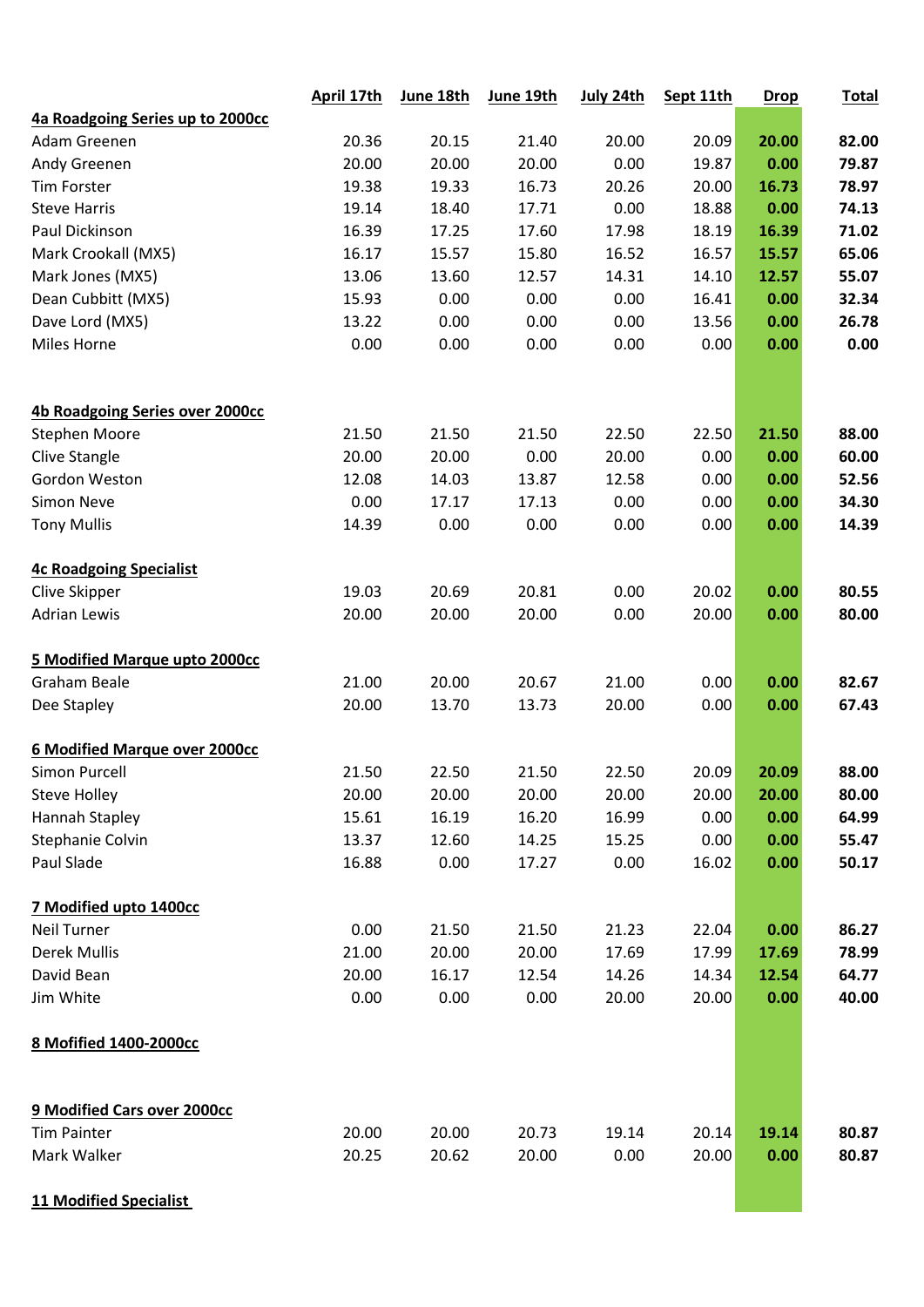| | April 17th | June 18th | June 19th | July 24th | Sept 11th | Drop | Total |
|---|---|---|---|---|---|---|---|
| **4a Roadgoing Series up to 2000cc** | | | | | | | |
| Adam Greenen | 20.36 | 20.15 | 21.40 | 20.00 | 20.09 | **20.00** | **82.00** |
| Andy Greenen | 20.00 | 20.00 | 20.00 | 0.00 | 19.87 | **0.00** | **79.87** |
| Tim Forster | 19.38 | 19.33 | 16.73 | 20.26 | 20.00 | **16.73** | **78.97** |
| Steve Harris | 19.14 | 18.40 | 17.71 | 0.00 | 18.88 | **0.00** | **74.13** |
| Paul Dickinson | 16.39 | 17.25 | 17.60 | 17.98 | 18.19 | **16.39** | **71.02** |
| Mark Crookall (MX5) | 16.17 | 15.57 | 15.80 | 16.52 | 16.57 | **15.57** | **65.06** |
| Mark Jones (MX5) | 13.06 | 13.60 | 12.57 | 14.31 | 14.10 | **12.57** | **55.07** |
| Dean Cubbitt (MX5) | 15.93 | 0.00 | 0.00 | 0.00 | 16.41 | **0.00** | **32.34** |
| Dave Lord (MX5) | 13.22 | 0.00 | 0.00 | 0.00 | 13.56 | **0.00** | **26.78** |
| Miles Horne | 0.00 | 0.00 | 0.00 | 0.00 | 0.00 | **0.00** | **0.00** |
| | | | | | | | |
| **4b Roadgoing Series over 2000cc** | | | | | | | |
| Stephen Moore | 21.50 | 21.50 | 21.50 | 22.50 | 22.50 | **21.50** | **88.00** |
| Clive Stangle | 20.00 | 20.00 | 0.00 | 20.00 | 0.00 | **0.00** | **60.00** |
| Gordon Weston | 12.08 | 14.03 | 13.87 | 12.58 | 0.00 | **0.00** | **52.56** |
| Simon Neve | 0.00 | 17.17 | 17.13 | 0.00 | 0.00 | **0.00** | **34.30** |
| Tony Mullis | 14.39 | 0.00 | 0.00 | 0.00 | 0.00 | **0.00** | **14.39** |
| | | | | | | | |
| **4c Roadgoing Specialist** | | | | | | | |
| Clive Skipper | 19.03 | 20.69 | 20.81 | 0.00 | 20.02 | **0.00** | **80.55** |
| Adrian Lewis | 20.00 | 20.00 | 20.00 | 0.00 | 20.00 | **0.00** | **80.00** |
| | | | | | | | |
| **5 Modified Marque upto 2000cc** | | | | | | | |
| Graham Beale | 21.00 | 20.00 | 20.67 | 21.00 | 0.00 | **0.00** | **82.67** |
| Dee Stapley | 20.00 | 13.70 | 13.73 | 20.00 | 0.00 | **0.00** | **67.43** |
| | | | | | | | |
| **6 Modified Marque over 2000cc** | | | | | | | |
| Simon Purcell | 21.50 | 22.50 | 21.50 | 22.50 | 20.09 | **20.09** | **88.00** |
| Steve Holley | 20.00 | 20.00 | 20.00 | 20.00 | 20.00 | **20.00** | **80.00** |
| Hannah Stapley | 15.61 | 16.19 | 16.20 | 16.99 | 0.00 | **0.00** | **64.99** |
| Stephanie Colvin | 13.37 | 12.60 | 14.25 | 15.25 | 0.00 | **0.00** | **55.47** |
| Paul Slade | 16.88 | 0.00 | 17.27 | 0.00 | 16.02 | **0.00** | **50.17** |
| | | | | | | | |
| **7 Modified upto 1400cc** | | | | | | | |
| Neil Turner | 0.00 | 21.50 | 21.50 | 21.23 | 22.04 | **0.00** | **86.27** |
| Derek Mullis | 21.00 | 20.00 | 20.00 | 17.69 | 17.99 | **17.69** | **78.99** |
| David Bean | 20.00 | 16.17 | 12.54 | 14.26 | 14.34 | **12.54** | **64.77** |
| Jim White | 0.00 | 0.00 | 0.00 | 20.00 | 20.00 | **0.00** | **40.00** |
| | | | | | | | |
| **8 Mofified 1400-2000cc** | | | | | | | |
| | | | | | | | |
| **9 Modified Cars over 2000cc** | | | | | | | |
| Tim Painter | 20.00 | 20.00 | 20.73 | 19.14 | 20.14 | **19.14** | **80.87** |
| Mark Walker | 20.25 | 20.62 | 20.00 | 0.00 | 20.00 | **0.00** | **80.87** |
| | | | | | | | |
| **11 Modified Specialist** | | | | | | | |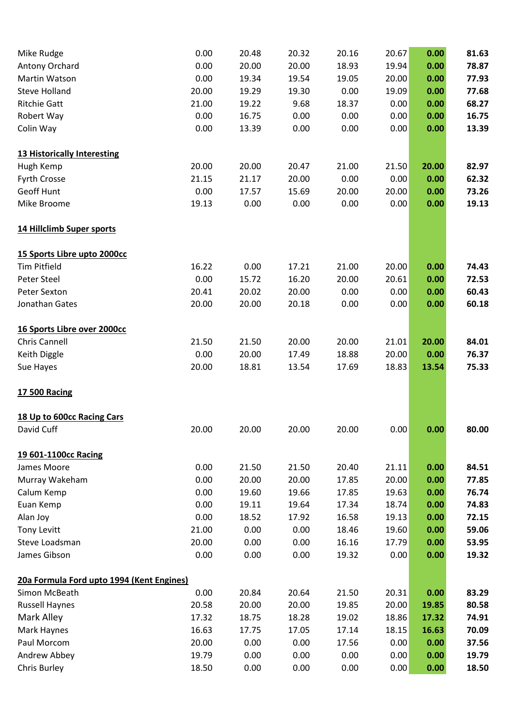| | | | | | | | |
|---|---|---|---|---|---|---|---|
| Mike Rudge | 0.00 | 20.48 | 20.32 | 20.16 | 20.67 | **0.00** | **81.63** |
| Antony Orchard | 0.00 | 20.00 | 20.00 | 18.93 | 19.94 | **0.00** | **78.87** |
| Martin Watson | 0.00 | 19.34 | 19.54 | 19.05 | 20.00 | **0.00** | **77.93** |
| Steve Holland | 20.00 | 19.29 | 19.30 | 0.00 | 19.09 | **0.00** | **77.68** |
| Ritchie Gatt | 21.00 | 19.22 | 9.68 | 18.37 | 0.00 | **0.00** | **68.27** |
| Robert Way | 0.00 | 16.75 | 0.00 | 0.00 | 0.00 | **0.00** | **16.75** |
| Colin Way | 0.00 | 13.39 | 0.00 | 0.00 | 0.00 | **0.00** | **13.39** |
| | | | | | | | |
| **13 Historically Interesting** | | | | | | | |
| Hugh Kemp | 20.00 | 20.00 | 20.47 | 21.00 | 21.50 | **20.00** | **82.97** |
| Fyrth Crosse | 21.15 | 21.17 | 20.00 | 0.00 | 0.00 | **0.00** | **62.32** |
| Geoff Hunt | 0.00 | 17.57 | 15.69 | 20.00 | 20.00 | **0.00** | **73.26** |
| Mike Broome | 19.13 | 0.00 | 0.00 | 0.00 | 0.00 | **0.00** | **19.13** |
| | | | | | | | |
| **14 Hillclimb Super sports** | | | | | | | |
| | | | | | | | |
| **15 Sports Libre upto 2000cc** | | | | | | | |
| Tim Pitfield | 16.22 | 0.00 | 17.21 | 21.00 | 20.00 | **0.00** | **74.43** |
| Peter Steel | 0.00 | 15.72 | 16.20 | 20.00 | 20.61 | **0.00** | **72.53** |
| Peter Sexton | 20.41 | 20.02 | 20.00 | 0.00 | 0.00 | **0.00** | **60.43** |
| Jonathan Gates | 20.00 | 20.00 | 20.18 | 0.00 | 0.00 | **0.00** | **60.18** |
| | | | | | | | |
| **16 Sports Libre over 2000cc** | | | | | | | |
| Chris Cannell | 21.50 | 21.50 | 20.00 | 20.00 | 21.01 | **20.00** | **84.01** |
| Keith Diggle | 0.00 | 20.00 | 17.49 | 18.88 | 20.00 | **0.00** | **76.37** |
| Sue Hayes | 20.00 | 18.81 | 13.54 | 17.69 | 18.83 | **13.54** | **75.33** |
| | | | | | | | |
| **17 500 Racing** | | | | | | | |
| | | | | | | | |
| **18 Up to 600cc Racing Cars** | | | | | | | |
| David Cuff | 20.00 | 20.00 | 20.00 | 20.00 | 0.00 | **0.00** | **80.00** |
| | | | | | | | |
| **19 601-1100cc Racing** | | | | | | | |
| James Moore | 0.00 | 21.50 | 21.50 | 20.40 | 21.11 | **0.00** | **84.51** |
| Murray Wakeham | 0.00 | 20.00 | 20.00 | 17.85 | 20.00 | **0.00** | **77.85** |
| Calum Kemp | 0.00 | 19.60 | 19.66 | 17.85 | 19.63 | **0.00** | **76.74** |
| Euan Kemp | 0.00 | 19.11 | 19.64 | 17.34 | 18.74 | **0.00** | **74.83** |
| Alan Joy | 0.00 | 18.52 | 17.92 | 16.58 | 19.13 | **0.00** | **72.15** |
| Tony Levitt | 21.00 | 0.00 | 0.00 | 18.46 | 19.60 | **0.00** | **59.06** |
| Steve Loadsman | 20.00 | 0.00 | 0.00 | 16.16 | 17.79 | **0.00** | **53.95** |
| James Gibson | 0.00 | 0.00 | 0.00 | 19.32 | 0.00 | **0.00** | **19.32** |
| | | | | | | | |
| **20a Formula Ford upto 1994 (Kent Engines)** | | | | | | | |
| Simon McBeath | 0.00 | 20.84 | 20.64 | 21.50 | 20.31 | **0.00** | **83.29** |
| Russell Haynes | 20.58 | 20.00 | 20.00 | 19.85 | 20.00 | **19.85** | **80.58** |
| Mark Alley | 17.32 | 18.75 | 18.28 | 19.02 | 18.86 | **17.32** | **74.91** |
| Mark Haynes | 16.63 | 17.75 | 17.05 | 17.14 | 18.15 | **16.63** | **70.09** |
| Paul Morcom | 20.00 | 0.00 | 0.00 | 17.56 | 0.00 | **0.00** | **37.56** |
| Andrew Abbey | 19.79 | 0.00 | 0.00 | 0.00 | 0.00 | **0.00** | **19.79** |
| Chris Burley | 18.50 | 0.00 | 0.00 | 0.00 | 0.00 | **0.00** | **18.50** |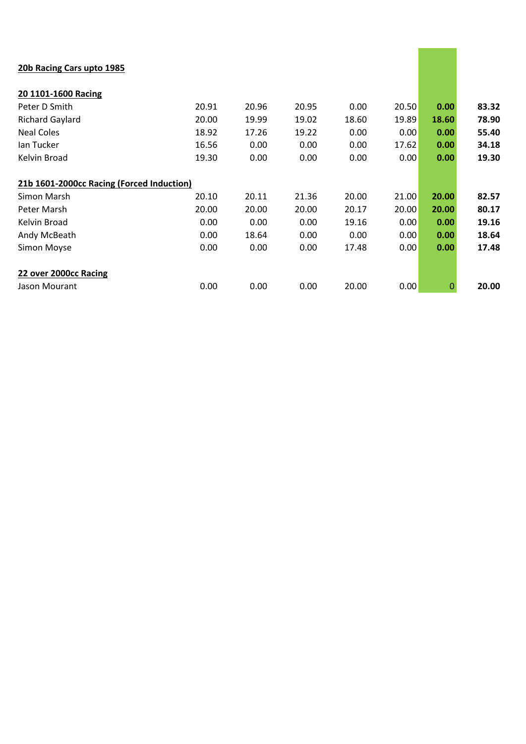**20b Racing Cars upto 1985**

| | | | | | | | |
|---|---|---|---|---|---|---|---|
| **20 1101-1600 Racing** | | | | | | | |
| Peter D Smith | 20.91 | 20.96 | 20.95 | 0.00 | 20.50 | **0.00** | **83.32** |
| Richard Gaylard | 20.00 | 19.99 | 19.02 | 18.60 | 19.89 | **18.60** | **78.90** |
| Neal Coles | 18.92 | 17.26 | 19.22 | 0.00 | 0.00 | **0.00** | **55.40** |
| Ian Tucker | 16.56 | 0.00 | 0.00 | 0.00 | 17.62 | **0.00** | **34.18** |
| Kelvin Broad | 19.30 | 0.00 | 0.00 | 0.00 | 0.00 | **0.00** | **19.30** |
| **21b 1601-2000cc Racing (Forced Induction)** | | | | | | | |
| Simon Marsh | 20.10 | 20.11 | 21.36 | 20.00 | 21.00 | **20.00** | **82.57** |
| Peter Marsh | 20.00 | 20.00 | 20.00 | 20.17 | 20.00 | **20.00** | **80.17** |
| Kelvin Broad | 0.00 | 0.00 | 0.00 | 19.16 | 0.00 | **0.00** | **19.16** |
| Andy McBeath | 0.00 | 18.64 | 0.00 | 0.00 | 0.00 | **0.00** | **18.64** |
| Simon Moyse | 0.00 | 0.00 | 0.00 | 17.48 | 0.00 | **0.00** | **17.48** |
| **22 over 2000cc Racing** | | | | | | | |
| Jason Mourant | 0.00 | 0.00 | 0.00 | 20.00 | 0.00 | 0 | **20.00** |